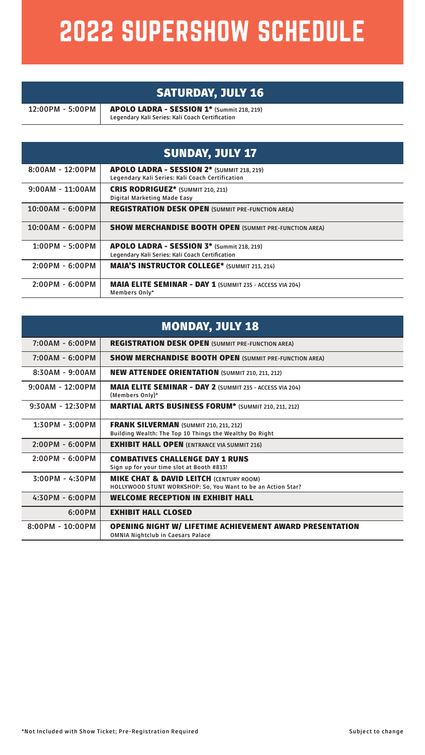# 2022 SUPERSHOW SCHEDULE

## SATURDAY, JULY 16

| Time | Event |
|---|---|
| 12:00PM - 5:00PM | **APOLO LADRA - SESSION 1*** (Summit 218, 219)<br>Legendary Kali Series: Kali Coach Certification |

## SUNDAY, JULY 17

| Time | Event |
|---|---|
| 8:00AM - 12:00PM | **APOLO LADRA - SESSION 2*** (SUMMIT 218, 219)<br>Legendary Kali Series: Kali Coach Certification |
| 9:00AM - 11:00AM | **CRIS RODRIGUEZ*** (SUMMIT 210, 211)<br>Digital Marketing Made Easy |
| 10:00AM - 6:00PM | **REGISTRATION DESK OPEN** (SUMMIT PRE-FUNCTION AREA) |
| 10:00AM - 6:00PM | **SHOW MERCHANDISE BOOTH OPEN** (SUMMIT PRE-FUNCTION AREA) |
| 1:00PM - 5:00PM | **APOLO LADRA - SESSION 3*** (Summit 218, 219)<br>Legendary Kali Series: Kali Coach Certification |
| 2:00PM - 6:00PM | **MAIA'S INSTRUCTOR COLLEGE*** (SUMMIT 213, 214) |
| 2:00PM - 6:00PM | **MAIA ELITE SEMINAR - DAY 1** (SUMMIT 235 - ACCESS VIA 204)<br>Members Only* |

## MONDAY, JULY 18

| Time | Event |
|---|---|
| 7:00AM - 6:00PM | **REGISTRATION DESK OPEN** (SUMMIT PRE-FUNCTION AREA) |
| 7:00AM - 6:00PM | **SHOW MERCHANDISE BOOTH OPEN** (SUMMIT PRE-FUNCTION AREA) |
| 8:30AM - 9:00AM | **NEW ATTENDEE ORIENTATION** (SUMMIT 210, 211, 212) |
| 9:00AM - 12:00PM | **MAIA ELITE SEMINAR - DAY 2** (SUMMIT 235 - ACCESS VIA 204)<br>(Members Only)* |
| 9:30AM - 12:30PM | **MARTIAL ARTS BUSINESS FORUM*** (SUMMIT 210, 211, 212) |
| 1:30PM - 3:00PM | **FRANK SILVERMAN** (SUMMIT 210, 211, 212)<br>Building Wealth: The Top 10 Things the Wealthy Do Right |
| 2:00PM - 6:00PM | **EXHIBIT HALL OPEN** (ENTRANCE VIA SUMMIT 216) |
| 2:00PM - 6:00PM | **COMBATIVES CHALLENGE DAY 1 RUNS**<br>Sign up for your time slot at Booth #813! |
| 3:00PM - 4:30PM | **MIKE CHAT & DAVID LEITCH** (CENTURY ROOM)<br>HOLLYWOOD STUNT WORKSHOP: So, You Want to be an Action Star? |
| 4:30PM - 6:00PM | **WELCOME RECEPTION IN EXHIBIT HALL** |
| 6:00PM | **EXHIBIT HALL CLOSED** |
| 8:00PM - 10:00PM | **OPENING NIGHT W/ LIFETIME ACHIEVEMENT AWARD PRESENTATION**<br>OMNIA Nightclub in Caesars Palace |

*Not Included with Show Ticket; Pre-Registration Required

Subject to change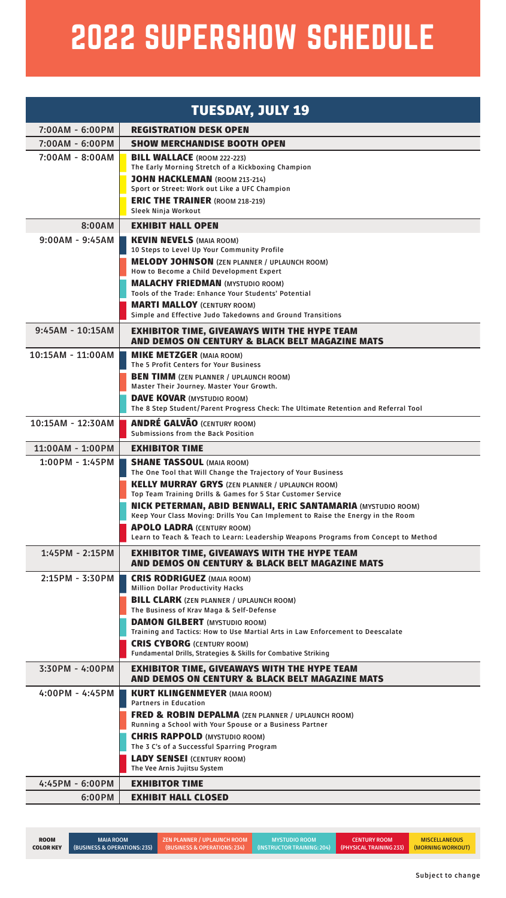# 2022 SUPERSHOW SCHEDULE

## TUESDAY, JULY 19

| Time | Event |
|---|---|
| 7:00AM - 6:00PM | **REGISTRATION DESK OPEN** |
| 7:00AM - 6:00PM | **SHOW MERCHANDISE BOOTH OPEN** |
| 7:00AM - 8:00AM | **BILL WALLACE** (ROOM 222-223)<br>The Early Morning Stretch of a Kickboxing Champion<br>**JOHN HACKLEMAN** (ROOM 213-214)<br>Sport or Street: Work out Like a UFC Champion<br>**ERIC THE TRAINER** (ROOM 218-219)<br>Sleek Ninja Workout |
| 8:00AM | **EXHIBIT HALL OPEN** |
| 9:00AM - 9:45AM | **KEVIN NEVELS** (MAIA ROOM)<br>10 Steps to Level Up Your Community Profile<br>**MELODY JOHNSON** (ZEN PLANNER / UPLAUNCH ROOM)<br>How to Become a Child Development Expert<br>**MALACHY FRIEDMAN** (MYSTUDIO ROOM)<br>Tools of the Trade: Enhance Your Students' Potential<br>**MARTI MALLOY** (CENTURY ROOM)<br>Simple and Effective Judo Takedowns and Ground Transitions |
| 9:45AM - 10:15AM | **EXHIBITOR TIME, GIVEAWAYS WITH THE HYPE TEAM AND DEMOS ON CENTURY & BLACK BELT MAGAZINE MATS** |
| 10:15AM - 11:00AM | **MIKE METZGER** (MAIA ROOM)<br>The 5 Profit Centers for Your Business<br>**BEN TIMM** (ZEN PLANNER / UPLAUNCH ROOM)<br>Master Their Journey. Master Your Growth.<br>**DAVE KOVAR** (MYSTUDIO ROOM)<br>The 8 Step Student/Parent Progress Check: The Ultimate Retention and Referral Tool |
| 10:15AM - 12:30AM | **ANDRÉ GALVÃO** (CENTURY ROOM)<br>Submissions from the Back Position |
| 11:00AM - 1:00PM | **EXHIBITOR TIME** |
| 1:00PM - 1:45PM | **SHANE TASSOUL** (MAIA ROOM)<br>The One Tool that Will Change the Trajectory of Your Business<br>**KELLY MURRAY GRYS** (ZEN PLANNER / UPLAUNCH ROOM)<br>Top Team Training Drills & Games for 5 Star Customer Service<br>**NICK PETERMAN, ABID BENWALI, ERIC SANTAMARIA** (MYSTUDIO ROOM)<br>Keep Your Class Moving: Drills You Can Implement to Raise the Energy in the Room<br>**APOLO LADRA** (CENTURY ROOM)<br>Learn to Teach & Teach to Learn: Leadership Weapons Programs from Concept to Method |
| 1:45PM - 2:15PM | **EXHIBITOR TIME, GIVEAWAYS WITH THE HYPE TEAM AND DEMOS ON CENTURY & BLACK BELT MAGAZINE MATS** |
| 2:15PM - 3:30PM | **CRIS RODRIGUEZ** (MAIA ROOM)<br>Million Dollar Productivity Hacks<br>**BILL CLARK** (ZEN PLANNER / UPLAUNCH ROOM)<br>The Business of Krav Maga & Self-Defense<br>**DAMON GILBERT** (MYSTUDIO ROOM)<br>Training and Tactics: How to Use Martial Arts in Law Enforcement to Deescalate<br>**CRIS CYBORG** (CENTURY ROOM)<br>Fundamental Drills, Strategies & Skills for Combative Striking |
| 3:30PM - 4:00PM | **EXHIBITOR TIME, GIVEAWAYS WITH THE HYPE TEAM AND DEMOS ON CENTURY & BLACK BELT MAGAZINE MATS** |
| 4:00PM - 4:45PM | **KURT KLINGENMEYER** (MAIA ROOM)<br>Partners in Education<br>**FRED & ROBIN DEPALMA** (ZEN PLANNER / UPLAUNCH ROOM)<br>Running a School with Your Spouse or a Business Partner<br>**CHRIS RAPPOLD** (MYSTUDIO ROOM)<br>The 3 C's of a Successful Sparring Program<br>**LADY SENSEI** (CENTURY ROOM)<br>The Vee Arnis Jujitsu System |
| 4:45PM - 6:00PM | **EXHIBITOR TIME** |
| 6:00PM | **EXHIBIT HALL CLOSED** |

| ROOM COLOR KEY | MAIA ROOM (BUSINESS & OPERATIONS: 235) | ZEN PLANNER / UPLAUNCH ROOM (BUSINESS & OPERATIONS: 234) | MYSTUDIO ROOM (INSTRUCTOR TRAINING: 204) | CENTURY ROOM (PHYSICAL TRAINING 233) | MISCELLANEOUS (MORNING WORKOUT) |
|---|---|---|---|---|---|

Subject to change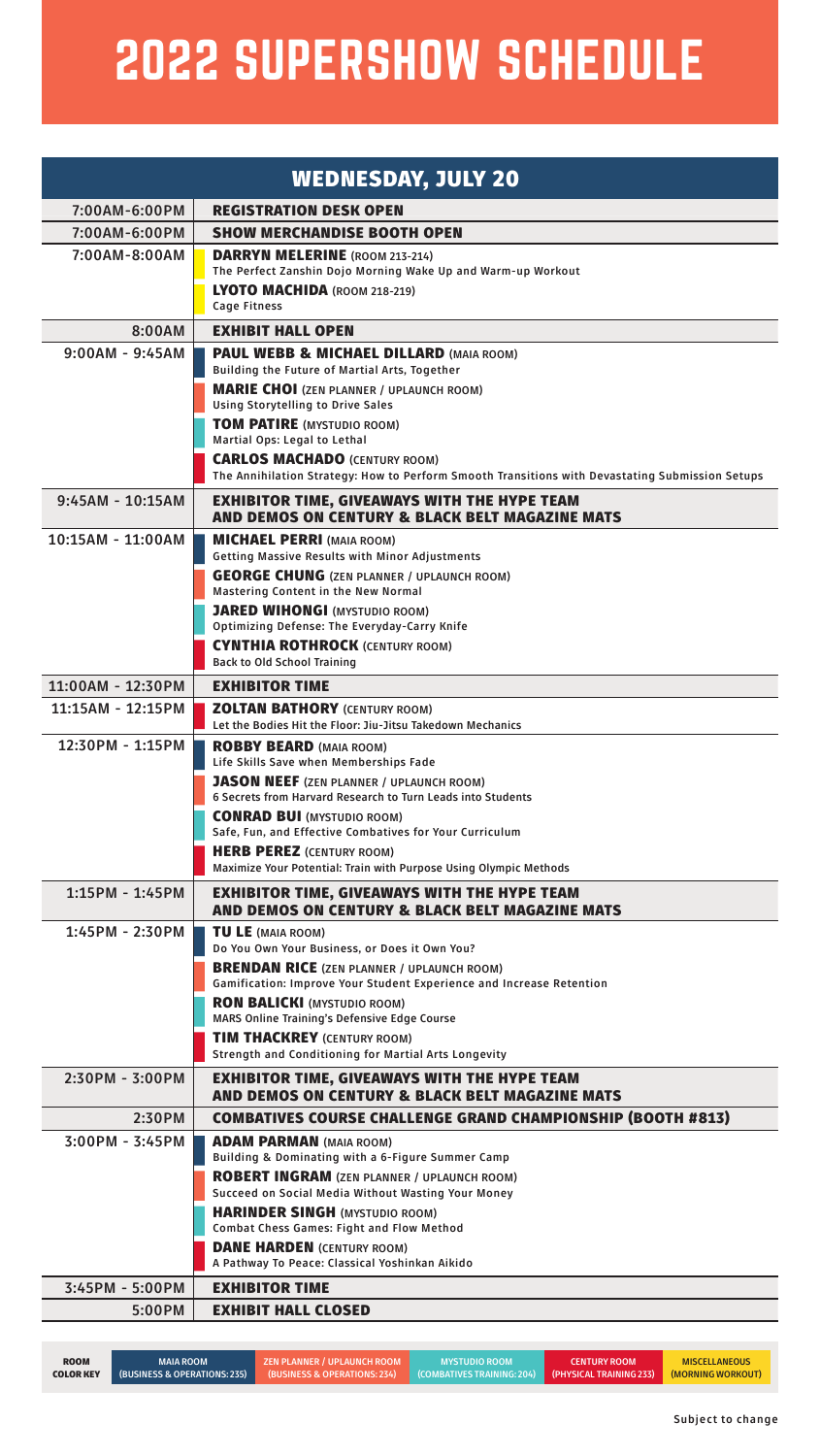# 2022 SUPERSHOW SCHEDULE

## WEDNESDAY, JULY 20

| | |
|---|---|
| 7:00AM-6:00PM | **REGISTRATION DESK OPEN** |
| 7:00AM-6:00PM | **SHOW MERCHANDISE BOOTH OPEN** |
| 7:00AM-8:00AM | **DARRYN MELERINE** (ROOM 213-214)<br>The Perfect Zanshin Dojo Morning Wake Up and Warm-up Workout<br>**LYOTO MACHIDA** (ROOM 218-219)<br>Cage Fitness |
| 8:00AM | **EXHIBIT HALL OPEN** |
| 9:00AM - 9:45AM | **PAUL WEBB & MICHAEL DILLARD** (MAIA ROOM)<br>Building the Future of Martial Arts, Together<br>**MARIE CHOI** (ZEN PLANNER / UPLAUNCH ROOM)<br>Using Storytelling to Drive Sales<br>**TOM PATIRE** (MYSTUDIO ROOM)<br>Martial Ops: Legal to Lethal<br>**CARLOS MACHADO** (CENTURY ROOM)<br>The Annihilation Strategy: How to Perform Smooth Transitions with Devastating Submission Setups |
| 9:45AM - 10:15AM | **EXHIBITOR TIME, GIVEAWAYS WITH THE HYPE TEAM AND DEMOS ON CENTURY & BLACK BELT MAGAZINE MATS** |
| 10:15AM - 11:00AM | **MICHAEL PERRI** (MAIA ROOM)<br>Getting Massive Results with Minor Adjustments<br>**GEORGE CHUNG** (ZEN PLANNER / UPLAUNCH ROOM)<br>Mastering Content in the New Normal<br>**JARED WIHONGI** (MYSTUDIO ROOM)<br>Optimizing Defense: The Everyday-Carry Knife<br>**CYNTHIA ROTHROCK** (CENTURY ROOM)<br>Back to Old School Training |
| 11:00AM - 12:30PM | **EXHIBITOR TIME** |
| 11:15AM - 12:15PM | **ZOLTAN BATHORY** (CENTURY ROOM)<br>Let the Bodies Hit the Floor: Jiu-Jitsu Takedown Mechanics |
| 12:30PM - 1:15PM | **ROBBY BEARD** (MAIA ROOM)<br>Life Skills Save when Memberships Fade<br>**JASON NEEF** (ZEN PLANNER / UPLAUNCH ROOM)<br>6 Secrets from Harvard Research to Turn Leads into Students<br>**CONRAD BUI** (MYSTUDIO ROOM)<br>Safe, Fun, and Effective Combatives for Your Curriculum<br>**HERB PEREZ** (CENTURY ROOM)<br>Maximize Your Potential: Train with Purpose Using Olympic Methods |
| 1:15PM - 1:45PM | **EXHIBITOR TIME, GIVEAWAYS WITH THE HYPE TEAM AND DEMOS ON CENTURY & BLACK BELT MAGAZINE MATS** |
| 1:45PM - 2:30PM | **TU LE** (MAIA ROOM)<br>Do You Own Your Business, or Does it Own You?<br>**BRENDAN RICE** (ZEN PLANNER / UPLAUNCH ROOM)<br>Gamification: Improve Your Student Experience and Increase Retention<br>**RON BALICKI** (MYSTUDIO ROOM)<br>MARS Online Training's Defensive Edge Course<br>**TIM THACKREY** (CENTURY ROOM)<br>Strength and Conditioning for Martial Arts Longevity |
| 2:30PM - 3:00PM | **EXHIBITOR TIME, GIVEAWAYS WITH THE HYPE TEAM AND DEMOS ON CENTURY & BLACK BELT MAGAZINE MATS** |
| 2:30PM | **COMBATIVES COURSE CHALLENGE GRAND CHAMPIONSHIP (BOOTH #813)** |
| 3:00PM - 3:45PM | **ADAM PARMAN** (MAIA ROOM)<br>Building & Dominating with a 6-Figure Summer Camp<br>**ROBERT INGRAM** (ZEN PLANNER / UPLAUNCH ROOM)<br>Succeed on Social Media Without Wasting Your Money<br>**HARINDER SINGH** (MYSTUDIO ROOM)<br>Combat Chess Games: Fight and Flow Method<br>**DANE HARDEN** (CENTURY ROOM)<br>A Pathway To Peace: Classical Yoshinkan Aikido |
| 3:45PM - 5:00PM | **EXHIBITOR TIME** |
| 5:00PM | **EXHIBIT HALL CLOSED** |

| ROOM COLOR KEY | MAIA ROOM (BUSINESS & OPERATIONS: 235) | ZEN PLANNER / UPLAUNCH ROOM (BUSINESS & OPERATIONS: 234) | MYSTUDIO ROOM (COMBATIVES TRAINING: 204) | CENTURY ROOM (PHYSICAL TRAINING 233) | MISCELLANEOUS (MORNING WORKOUT) |
|---|---|---|---|---|---|

Subject to change